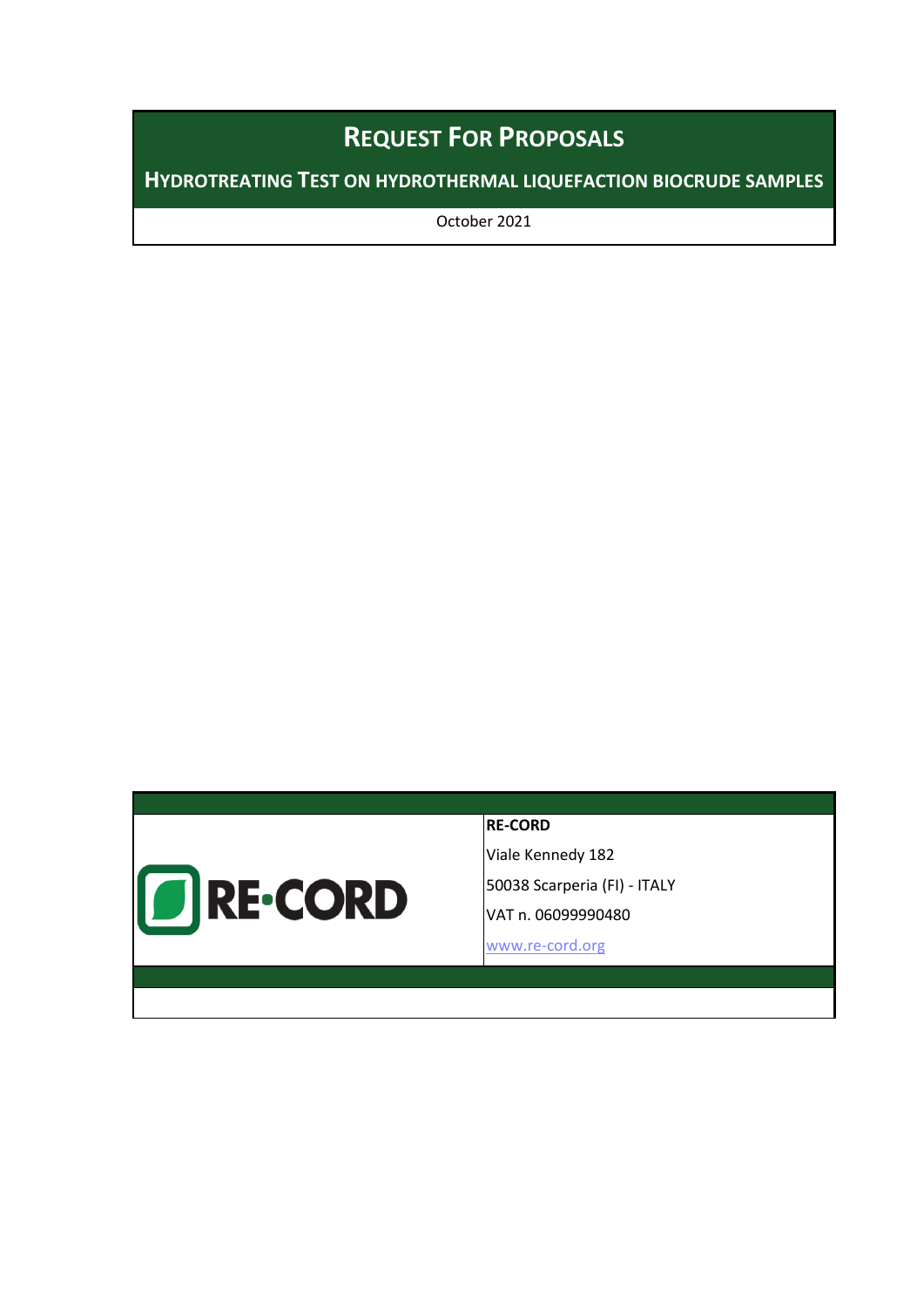# REQUEST FOR PROPOSALS

## HYDROTREATING TEST ON HYDROTHERMAL LIQUEFACTION BIOCRUDE SAMPLES

October 2021

**RE-CORD**

Viale Kennedy 182

50038 Scarperia (FI) - ITALY

VAT n. 06099990480

www.re-cord.org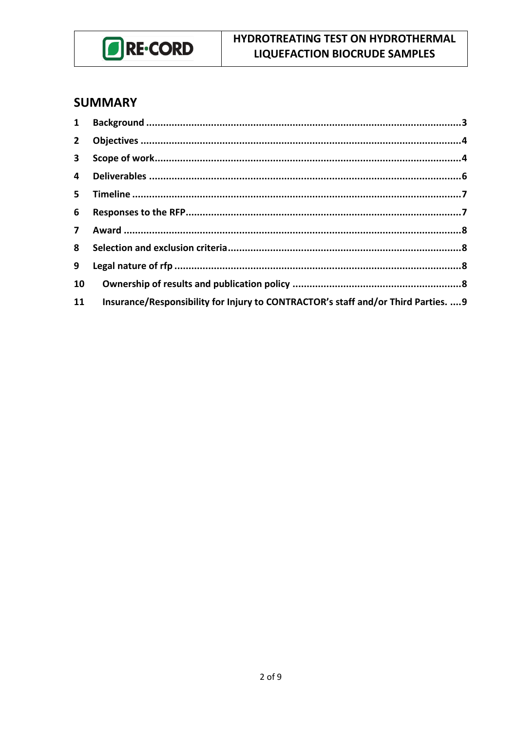## SUMMARY

| | | |
|---|---|---|
| 1 | Background | 3 |
| 2 | Objectives | 4 |
| 3 | Scope of work | 4 |
| 4 | Deliverables | 6 |
| 5 | Timeline | 7 |
| 6 | Responses to the RFP | 7 |
| 7 | Award | 8 |
| 8 | Selection and exclusion criteria | 8 |
| 9 | Legal nature of rfp | 8 |
| 10 | Ownership of results and publication policy | 8 |
| 11 | Insurance/Responsibility for Injury to CONTRACTOR's staff and/or Third Parties. | 9 |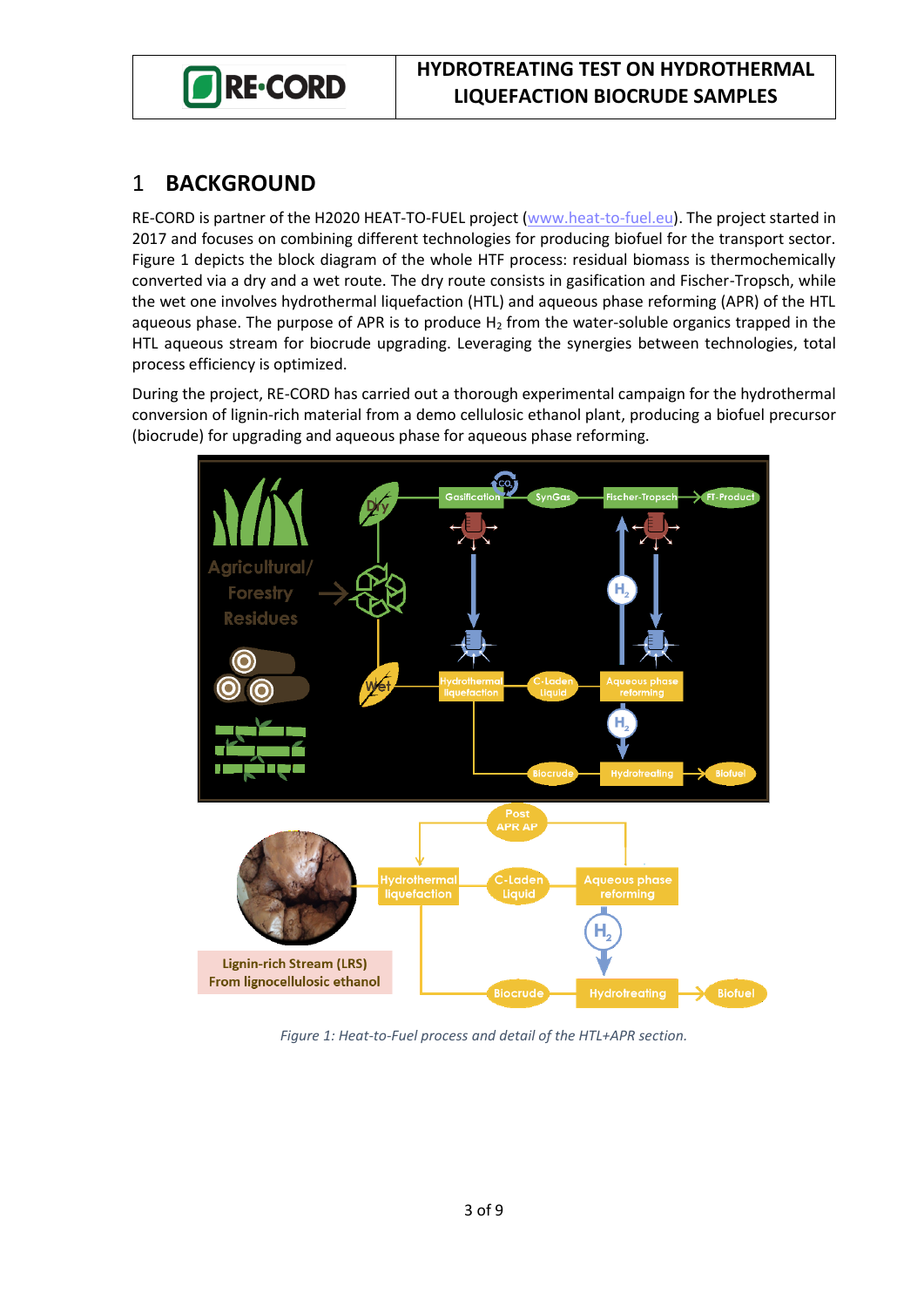# 1 BACKGROUND

RE-CORD is partner of the H2020 HEAT-TO-FUEL project (www.heat-to-fuel.eu). The project started in 2017 and focuses on combining different technologies for producing biofuel for the transport sector. Figure 1 depicts the block diagram of the whole HTF process: residual biomass is thermochemically converted via a dry and a wet route. The dry route consists in gasification and Fischer-Tropsch, while the wet one involves hydrothermal liquefaction (HTL) and aqueous phase reforming (APR) of the HTL aqueous phase. The purpose of APR is to produce $H_2$ from the water-soluble organics trapped in the HTL aqueous stream for biocrude upgrading. Leveraging the synergies between technologies, total process efficiency is optimized.

During the project, RE-CORD has carried out a thorough experimental campaign for the hydrothermal conversion of lignin-rich material from a demo cellulosic ethanol plant, producing a biofuel precursor (biocrude) for upgrading and aqueous phase for aqueous phase reforming.

*Figure 1: Heat-to-Fuel process and detail of the HTL+APR section.*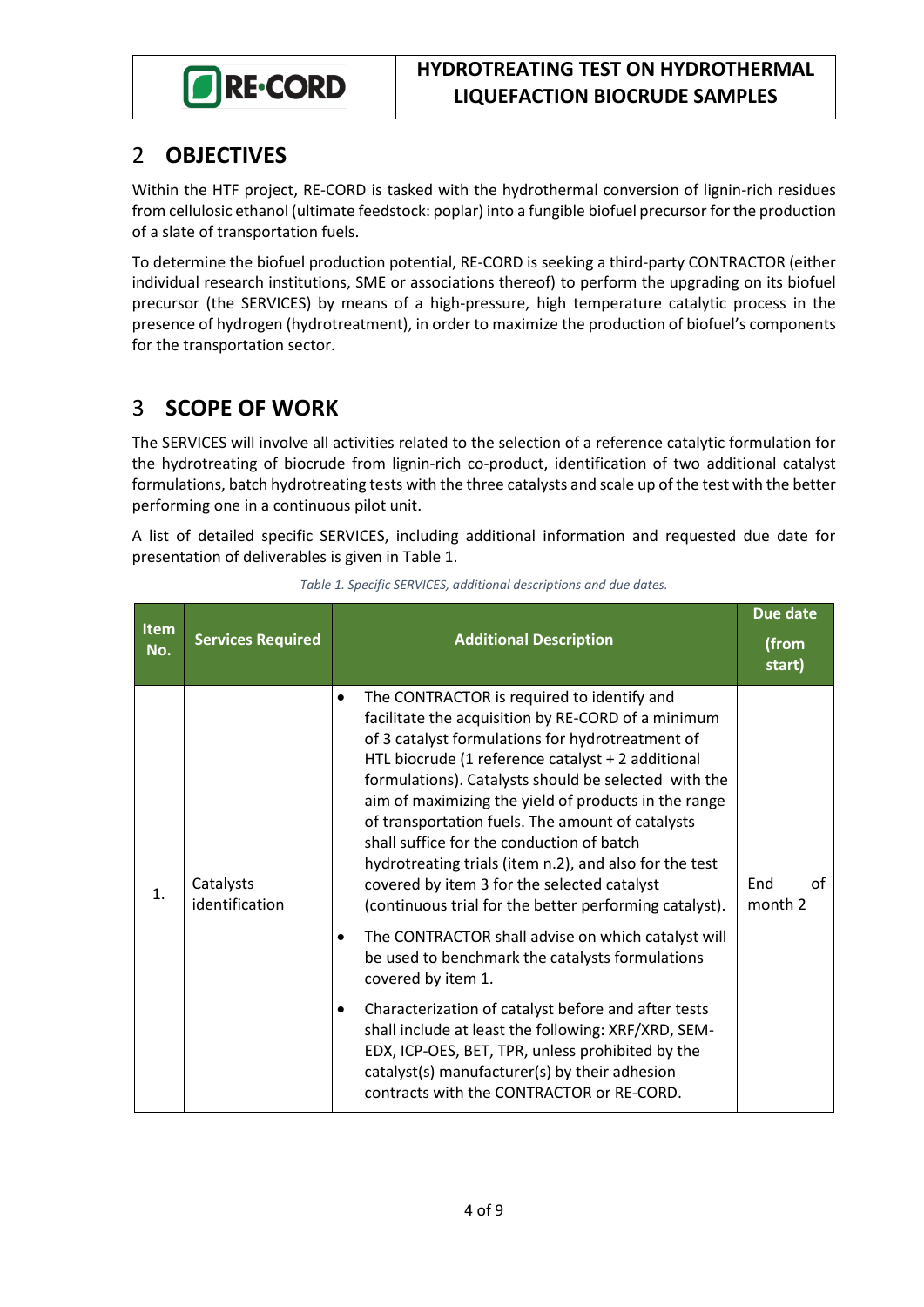## 2 OBJECTIVES

Within the HTF project, RE-CORD is tasked with the hydrothermal conversion of lignin-rich residues from cellulosic ethanol (ultimate feedstock: poplar) into a fungible biofuel precursor for the production of a slate of transportation fuels.

To determine the biofuel production potential, RE-CORD is seeking a third-party CONTRACTOR (either individual research institutions, SME or associations thereof) to perform the upgrading on its biofuel precursor (the SERVICES) by means of a high-pressure, high temperature catalytic process in the presence of hydrogen (hydrotreatment), in order to maximize the production of biofuel's components for the transportation sector.

## 3 SCOPE OF WORK

The SERVICES will involve all activities related to the selection of a reference catalytic formulation for the hydrotreating of biocrude from lignin-rich co-product, identification of two additional catalyst formulations, batch hydrotreating tests with the three catalysts and scale up of the test with the better performing one in a continuous pilot unit.

A list of detailed specific SERVICES, including additional information and requested due date for presentation of deliverables is given in Table 1.

*Table 1. Specific SERVICES, additional descriptions and due dates.*

| Item No. | Services Required | Additional Description | Due date (from start) |
|---|---|---|---|
| 1. | Catalysts identification | • The CONTRACTOR is required to identify and facilitate the acquisition by RE-CORD of a minimum of 3 catalyst formulations for hydrotreatment of HTL biocrude (1 reference catalyst + 2 additional formulations). Catalysts should be selected with the aim of maximizing the yield of products in the range of transportation fuels. The amount of catalysts shall suffice for the conduction of batch hydrotreating trials (item n.2), and also for the test covered by item 3 for the selected catalyst (continuous trial for the better performing catalyst).<br>• The CONTRACTOR shall advise on which catalyst will be used to benchmark the catalysts formulations covered by item 1.<br>• Characterization of catalyst before and after tests shall include at least the following: XRF/XRD, SEM-EDX, ICP-OES, BET, TPR, unless prohibited by the catalyst(s) manufacturer(s) by their adhesion contracts with the CONTRACTOR or RE-CORD. | End of month 2 |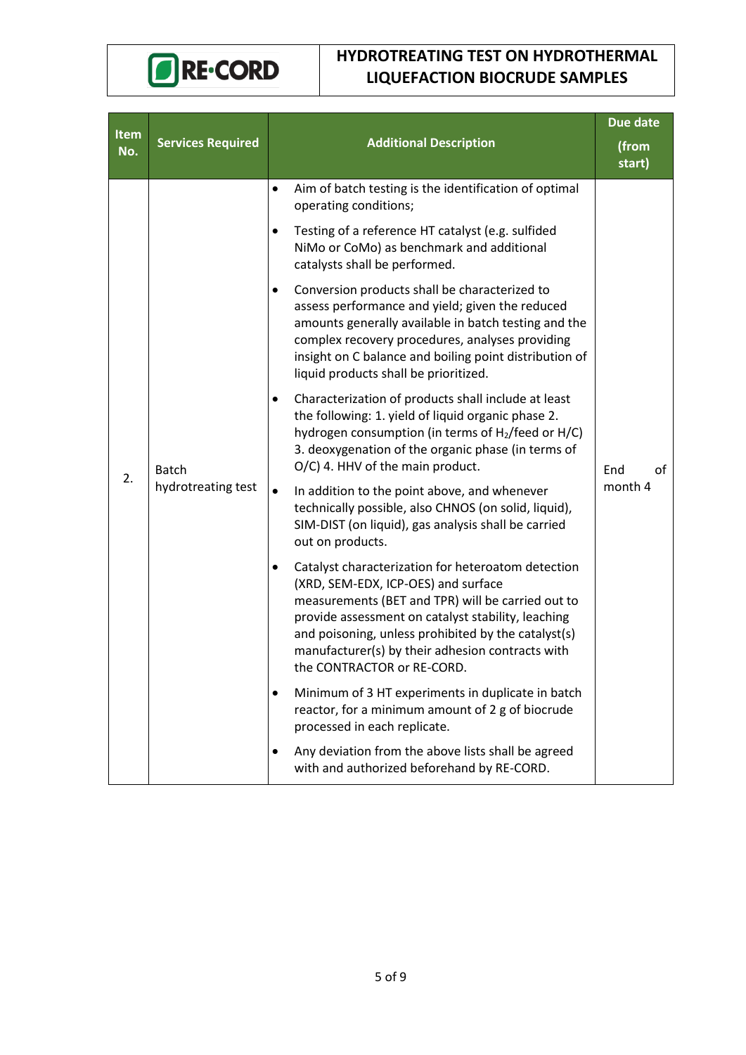| Item No. | Services Required | Additional Description | Due date (from start) |
|---|---|---|---|
| 2. | Batch hydrotreating test | • Aim of batch testing is the identification of optimal operating conditions;<br>• Testing of a reference HT catalyst (e.g. sulfided NiMo or CoMo) as benchmark and additional catalysts shall be performed.<br>• Conversion products shall be characterized to assess performance and yield; given the reduced amounts generally available in batch testing and the complex recovery procedures, analyses providing insight on C balance and boiling point distribution of liquid products shall be prioritized.<br>• Characterization of products shall include at least the following: 1. yield of liquid organic phase 2. hydrogen consumption (in terms of $H_2$/feed or H/C) 3. deoxygenation of the organic phase (in terms of O/C) 4. HHV of the main product.<br>• In addition to the point above, and whenever technically possible, also CHNOS (on solid, liquid), SIM-DIST (on liquid), gas analysis shall be carried out on products.<br>• Catalyst characterization for heteroatom detection (XRD, SEM-EDX, ICP-OES) and surface measurements (BET and TPR) will be carried out to provide assessment on catalyst stability, leaching and poisoning, unless prohibited by the catalyst(s) manufacturer(s) by their adhesion contracts with the CONTRACTOR or RE-CORD.<br>• Minimum of 3 HT experiments in duplicate in batch reactor, for a minimum amount of 2 g of biocrude processed in each replicate.<br>• Any deviation from the above lists shall be agreed with and authorized beforehand by RE-CORD. | End of month 4 |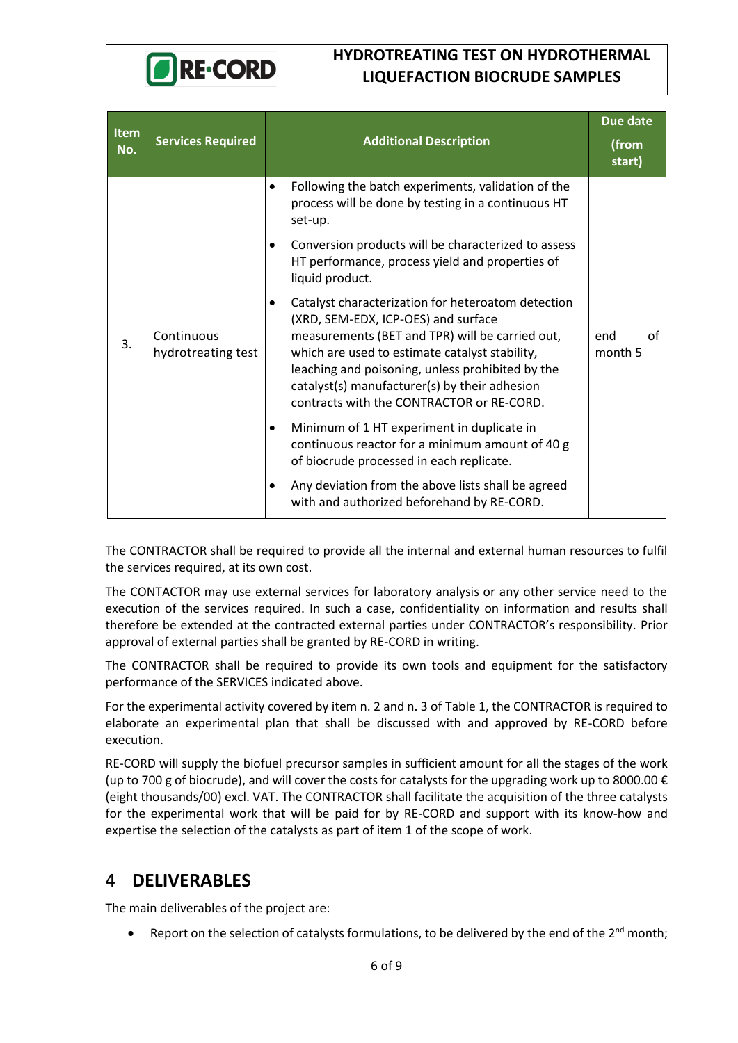| Item No. | Services Required | Additional Description | Due date (from start) |
| --- | --- | --- | --- |
| 3. | Continuous hydrotreating test | • Following the batch experiments, validation of the process will be done by testing in a continuous HT set-up.<br>• Conversion products will be characterized to assess HT performance, process yield and properties of liquid product.<br>• Catalyst characterization for heteroatom detection (XRD, SEM-EDX, ICP-OES) and surface measurements (BET and TPR) will be carried out, which are used to estimate catalyst stability, leaching and poisoning, unless prohibited by the catalyst(s) manufacturer(s) by their adhesion contracts with the CONTRACTOR or RE-CORD.<br>• Minimum of 1 HT experiment in duplicate in continuous reactor for a minimum amount of 40 g of biocrude processed in each replicate.<br>• Any deviation from the above lists shall be agreed with and authorized beforehand by RE-CORD. | end of month 5 |

The CONTRACTOR shall be required to provide all the internal and external human resources to fulfil the services required, at its own cost.

The CONTACTOR may use external services for laboratory analysis or any other service need to the execution of the services required. In such a case, confidentiality on information and results shall therefore be extended at the contracted external parties under CONTRACTOR's responsibility. Prior approval of external parties shall be granted by RE-CORD in writing.

The CONTRACTOR shall be required to provide its own tools and equipment for the satisfactory performance of the SERVICES indicated above.

For the experimental activity covered by item n. 2 and n. 3 of Table 1, the CONTRACTOR is required to elaborate an experimental plan that shall be discussed with and approved by RE-CORD before execution.

RE-CORD will supply the biofuel precursor samples in sufficient amount for all the stages of the work (up to 700 g of biocrude), and will cover the costs for catalysts for the upgrading work up to 8000.00 € (eight thousands/00) excl. VAT. The CONTRACTOR shall facilitate the acquisition of the three catalysts for the experimental work that will be paid for by RE-CORD and support with its know-how and expertise the selection of the catalysts as part of item 1 of the scope of work.

## 4 DELIVERABLES

The main deliverables of the project are:

- Report on the selection of catalysts formulations, to be delivered by the end of the 2nd month;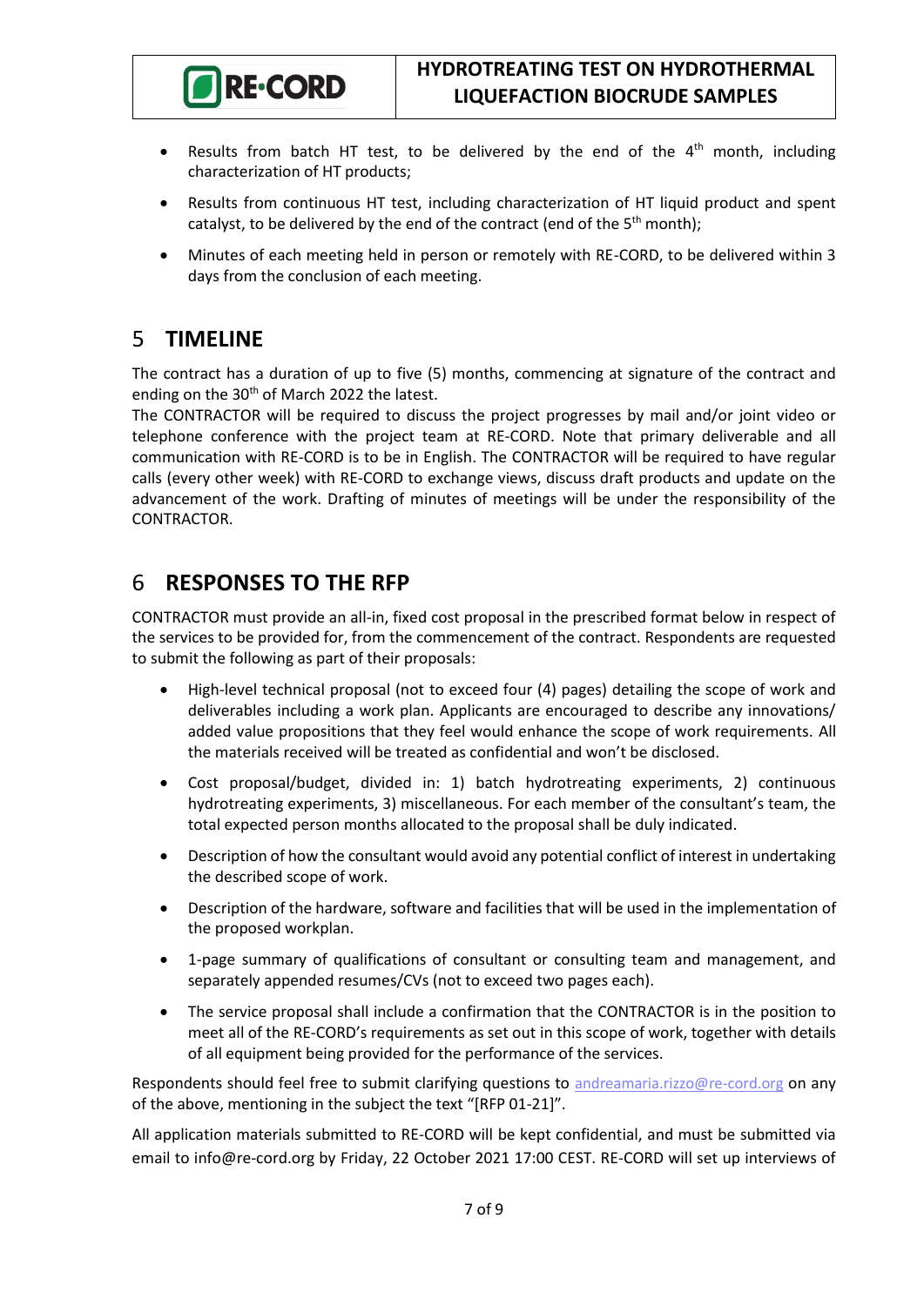- Results from batch HT test, to be delivered by the end of the 4th month, including characterization of HT products;
- Results from continuous HT test, including characterization of HT liquid product and spent catalyst, to be delivered by the end of the contract (end of the 5th month);
- Minutes of each meeting held in person or remotely with RE-CORD, to be delivered within 3 days from the conclusion of each meeting.

# 5 TIMELINE

The contract has a duration of up to five (5) months, commencing at signature of the contract and ending on the 30th of March 2022 the latest.
The CONTRACTOR will be required to discuss the project progresses by mail and/or joint video or telephone conference with the project team at RE-CORD. Note that primary deliverable and all communication with RE-CORD is to be in English. The CONTRACTOR will be required to have regular calls (every other week) with RE-CORD to exchange views, discuss draft products and update on the advancement of the work. Drafting of minutes of meetings will be under the responsibility of the CONTRACTOR.

# 6 RESPONSES TO THE RFP

CONTRACTOR must provide an all-in, fixed cost proposal in the prescribed format below in respect of the services to be provided for, from the commencement of the contract. Respondents are requested to submit the following as part of their proposals:

- High-level technical proposal (not to exceed four (4) pages) detailing the scope of work and deliverables including a work plan. Applicants are encouraged to describe any innovations/ added value propositions that they feel would enhance the scope of work requirements. All the materials received will be treated as confidential and won't be disclosed.
- Cost proposal/budget, divided in: 1) batch hydrotreating experiments, 2) continuous hydrotreating experiments, 3) miscellaneous. For each member of the consultant's team, the total expected person months allocated to the proposal shall be duly indicated.
- Description of how the consultant would avoid any potential conflict of interest in undertaking the described scope of work.
- Description of the hardware, software and facilities that will be used in the implementation of the proposed workplan.
- 1-page summary of qualifications of consultant or consulting team and management, and separately appended resumes/CVs (not to exceed two pages each).
- The service proposal shall include a confirmation that the CONTRACTOR is in the position to meet all of the RE-CORD's requirements as set out in this scope of work, together with details of all equipment being provided for the performance of the services.

Respondents should feel free to submit clarifying questions to andreamaria.rizzo@re-cord.org on any of the above, mentioning in the subject the text "[RFP 01-21]".

All application materials submitted to RE-CORD will be kept confidential, and must be submitted via email to info@re-cord.org by Friday, 22 October 2021 17:00 CEST. RE-CORD will set up interviews of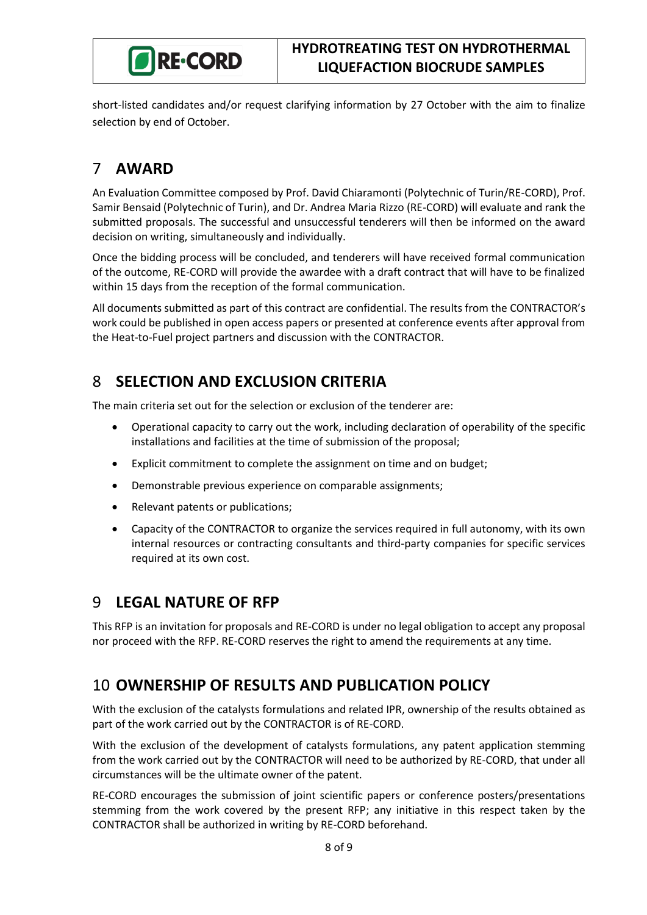short-listed candidates and/or request clarifying information by 27 October with the aim to finalize selection by end of October.

# 7 AWARD

An Evaluation Committee composed by Prof. David Chiaramonti (Polytechnic of Turin/RE-CORD), Prof. Samir Bensaid (Polytechnic of Turin), and Dr. Andrea Maria Rizzo (RE-CORD) will evaluate and rank the submitted proposals. The successful and unsuccessful tenderers will then be informed on the award decision on writing, simultaneously and individually.

Once the bidding process will be concluded, and tenderers will have received formal communication of the outcome, RE-CORD will provide the awardee with a draft contract that will have to be finalized within 15 days from the reception of the formal communication.

All documents submitted as part of this contract are confidential. The results from the CONTRACTOR's work could be published in open access papers or presented at conference events after approval from the Heat-to-Fuel project partners and discussion with the CONTRACTOR.

# 8 SELECTION AND EXCLUSION CRITERIA

The main criteria set out for the selection or exclusion of the tenderer are:

- Operational capacity to carry out the work, including declaration of operability of the specific installations and facilities at the time of submission of the proposal;
- Explicit commitment to complete the assignment on time and on budget;
- Demonstrable previous experience on comparable assignments;
- Relevant patents or publications;
- Capacity of the CONTRACTOR to organize the services required in full autonomy, with its own internal resources or contracting consultants and third-party companies for specific services required at its own cost.

# 9 LEGAL NATURE OF RFP

This RFP is an invitation for proposals and RE-CORD is under no legal obligation to accept any proposal nor proceed with the RFP. RE-CORD reserves the right to amend the requirements at any time.

# 10 OWNERSHIP OF RESULTS AND PUBLICATION POLICY

With the exclusion of the catalysts formulations and related IPR, ownership of the results obtained as part of the work carried out by the CONTRACTOR is of RE-CORD.

With the exclusion of the development of catalysts formulations, any patent application stemming from the work carried out by the CONTRACTOR will need to be authorized by RE-CORD, that under all circumstances will be the ultimate owner of the patent.

RE-CORD encourages the submission of joint scientific papers or conference posters/presentations stemming from the work covered by the present RFP; any initiative in this respect taken by the CONTRACTOR shall be authorized in writing by RE-CORD beforehand.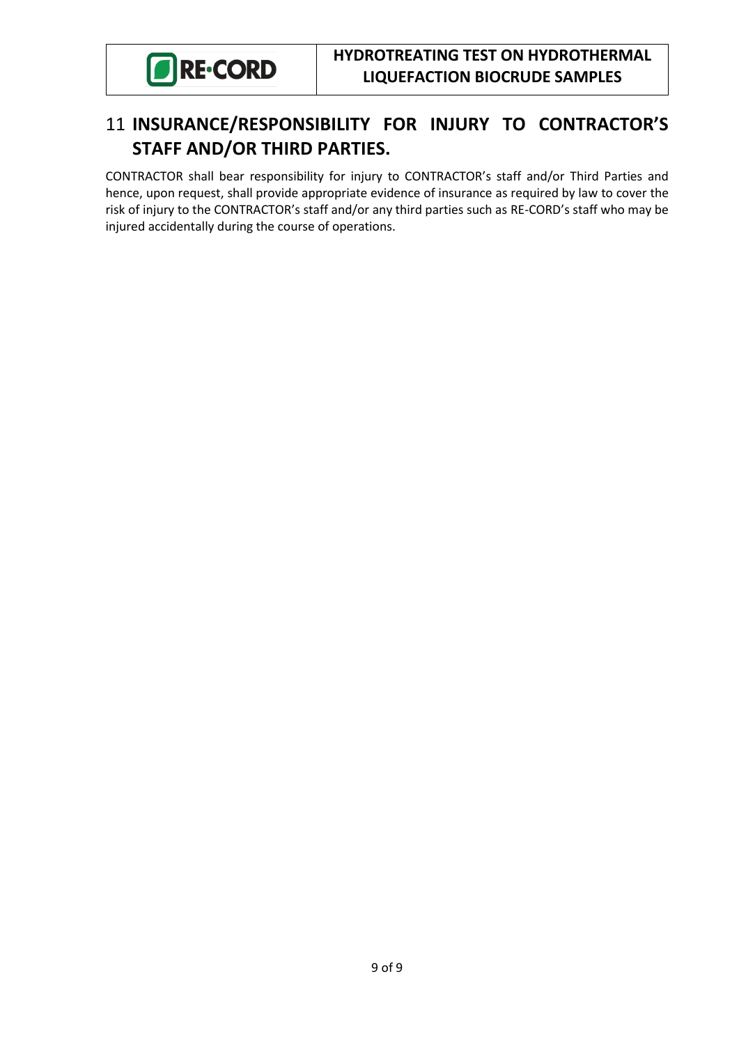## 11 INSURANCE/RESPONSIBILITY FOR INJURY TO CONTRACTOR'S STAFF AND/OR THIRD PARTIES.

CONTRACTOR shall bear responsibility for injury to CONTRACTOR's staff and/or Third Parties and hence, upon request, shall provide appropriate evidence of insurance as required by law to cover the risk of injury to the CONTRACTOR's staff and/or any third parties such as RE-CORD's staff who may be injured accidentally during the course of operations.